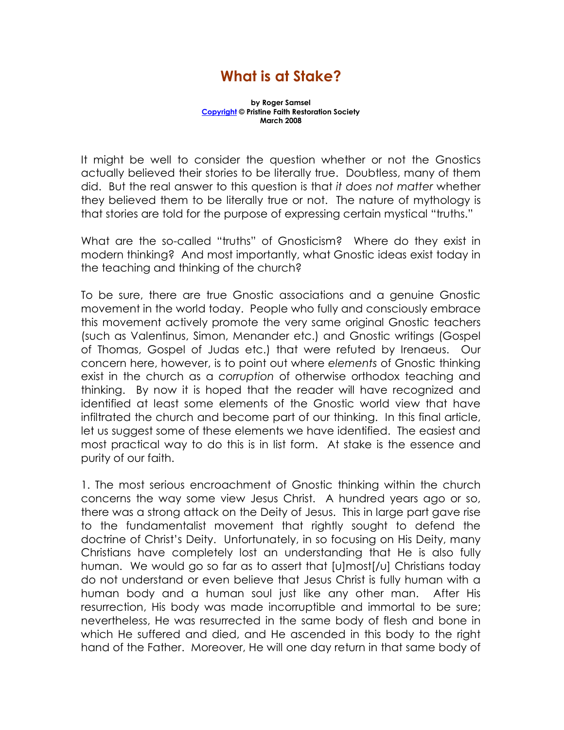# What is at Stake?

**by Roger Samsel**
**Copyright © Pristine Faith Restoration Society**
**March 2008**

It might be well to consider the question whether or not the Gnostics actually believed their stories to be literally true. Doubtless, many of them did. But the real answer to this question is that *it does not matter* whether they believed them to be literally true or not. The nature of mythology is that stories are told for the purpose of expressing certain mystical "truths."

What are the so-called "truths" of Gnosticism? Where do they exist in modern thinking? And most importantly, what Gnostic ideas exist today in the teaching and thinking of the church?

To be sure, there are true Gnostic associations and a genuine Gnostic movement in the world today. People who fully and consciously embrace this movement actively promote the very same original Gnostic teachers (such as Valentinus, Simon, Menander etc.) and Gnostic writings (Gospel of Thomas, Gospel of Judas etc.) that were refuted by Irenaeus. Our concern here, however, is to point out where *elements* of Gnostic thinking exist in the church as a *corruption* of otherwise orthodox teaching and thinking. By now it is hoped that the reader will have recognized and identified at least some elements of the Gnostic world view that have infiltrated the church and become part of our thinking. In this final article, let us suggest some of these elements we have identified. The easiest and most practical way to do this is in list form. At stake is the essence and purity of our faith.

1. The most serious encroachment of Gnostic thinking within the church concerns the way some view Jesus Christ. A hundred years ago or so, there was a strong attack on the Deity of Jesus. This in large part gave rise to the fundamentalist movement that rightly sought to defend the doctrine of Christ's Deity. Unfortunately, in so focusing on His Deity, many Christians have completely lost an understanding that He is also fully human. We would go so far as to assert that [u]most[/u] Christians today do not understand or even believe that Jesus Christ is fully human with a human body and a human soul just like any other man. After His resurrection, His body was made incorruptible and immortal to be sure; nevertheless, He was resurrected in the same body of flesh and bone in which He suffered and died, and He ascended in this body to the right hand of the Father. Moreover, He will one day return in that same body of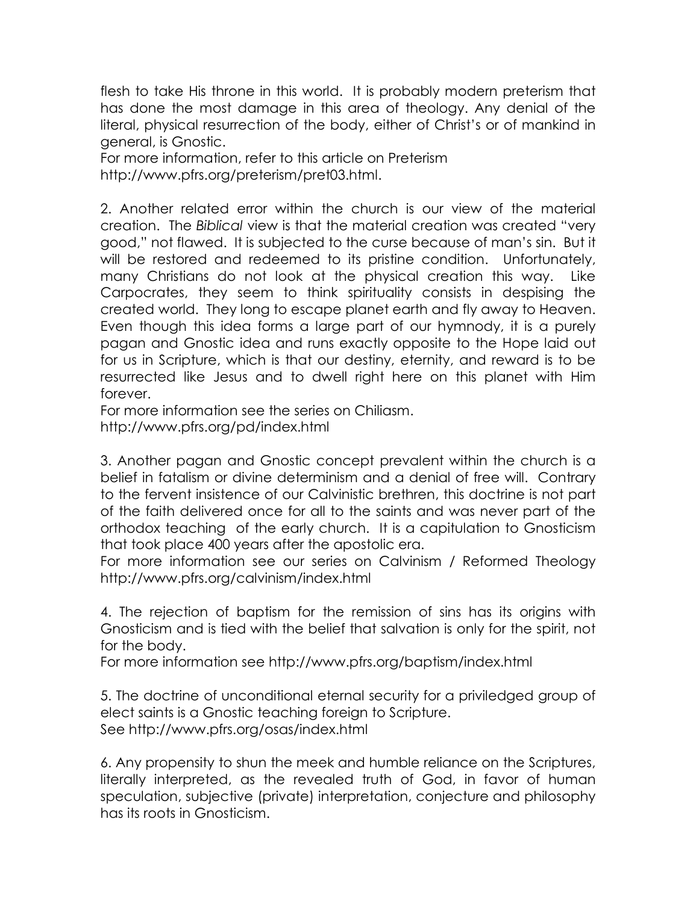flesh to take His throne in this world. It is probably modern preterism that has done the most damage in this area of theology. Any denial of the literal, physical resurrection of the body, either of Christ's or of mankind in general, is Gnostic.
For more information, refer to this article on Preterism http://www.pfrs.org/preterism/pret03.html.

2. Another related error within the church is our view of the material creation. The *Biblical* view is that the material creation was created "very good," not flawed. It is subjected to the curse because of man's sin. But it will be restored and redeemed to its pristine condition. Unfortunately, many Christians do not look at the physical creation this way. Like Carpocrates, they seem to think spirituality consists in despising the created world. They long to escape planet earth and fly away to Heaven. Even though this idea forms a large part of our hymnody, it is a purely pagan and Gnostic idea and runs exactly opposite to the Hope laid out for us in Scripture, which is that our destiny, eternity, and reward is to be resurrected like Jesus and to dwell right here on this planet with Him forever.
For more information see the series on Chiliasm.
http://www.pfrs.org/pd/index.html

3. Another pagan and Gnostic concept prevalent within the church is a belief in fatalism or divine determinism and a denial of free will. Contrary to the fervent insistence of our Calvinistic brethren, this doctrine is not part of the faith delivered once for all to the saints and was never part of the orthodox teaching of the early church. It is a capitulation to Gnosticism that took place 400 years after the apostolic era.
For more information see our series on Calvinism / Reformed Theology http://www.pfrs.org/calvinism/index.html

4. The rejection of baptism for the remission of sins has its origins with Gnosticism and is tied with the belief that salvation is only for the spirit, not for the body.
For more information see http://www.pfrs.org/baptism/index.html

5. The doctrine of unconditional eternal security for a priviledged group of elect saints is a Gnostic teaching foreign to Scripture.
See http://www.pfrs.org/osas/index.html

6. Any propensity to shun the meek and humble reliance on the Scriptures, literally interpreted, as the revealed truth of God, in favor of human speculation, subjective (private) interpretation, conjecture and philosophy has its roots in Gnosticism.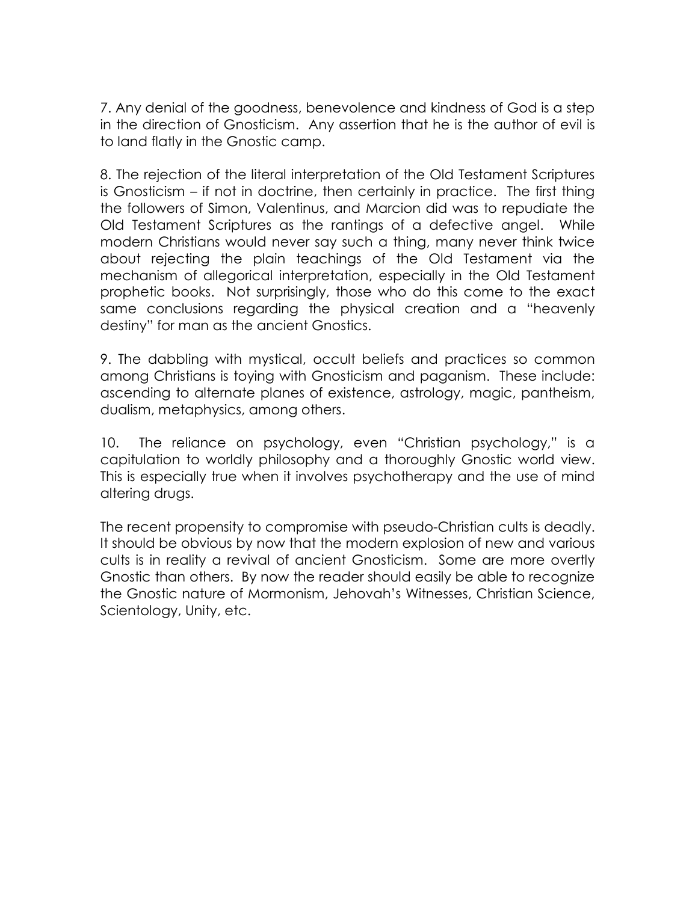7. Any denial of the goodness, benevolence and kindness of God is a step in the direction of Gnosticism. Any assertion that he is the author of evil is to land flatly in the Gnostic camp.

8. The rejection of the literal interpretation of the Old Testament Scriptures is Gnosticism – if not in doctrine, then certainly in practice. The first thing the followers of Simon, Valentinus, and Marcion did was to repudiate the Old Testament Scriptures as the rantings of a defective angel. While modern Christians would never say such a thing, many never think twice about rejecting the plain teachings of the Old Testament via the mechanism of allegorical interpretation, especially in the Old Testament prophetic books. Not surprisingly, those who do this come to the exact same conclusions regarding the physical creation and a "heavenly destiny" for man as the ancient Gnostics.

9. The dabbling with mystical, occult beliefs and practices so common among Christians is toying with Gnosticism and paganism. These include: ascending to alternate planes of existence, astrology, magic, pantheism, dualism, metaphysics, among others.

10. The reliance on psychology, even "Christian psychology," is a capitulation to worldly philosophy and a thoroughly Gnostic world view. This is especially true when it involves psychotherapy and the use of mind altering drugs.

The recent propensity to compromise with pseudo-Christian cults is deadly. It should be obvious by now that the modern explosion of new and various cults is in reality a revival of ancient Gnosticism. Some are more overtly Gnostic than others. By now the reader should easily be able to recognize the Gnostic nature of Mormonism, Jehovah's Witnesses, Christian Science, Scientology, Unity, etc.